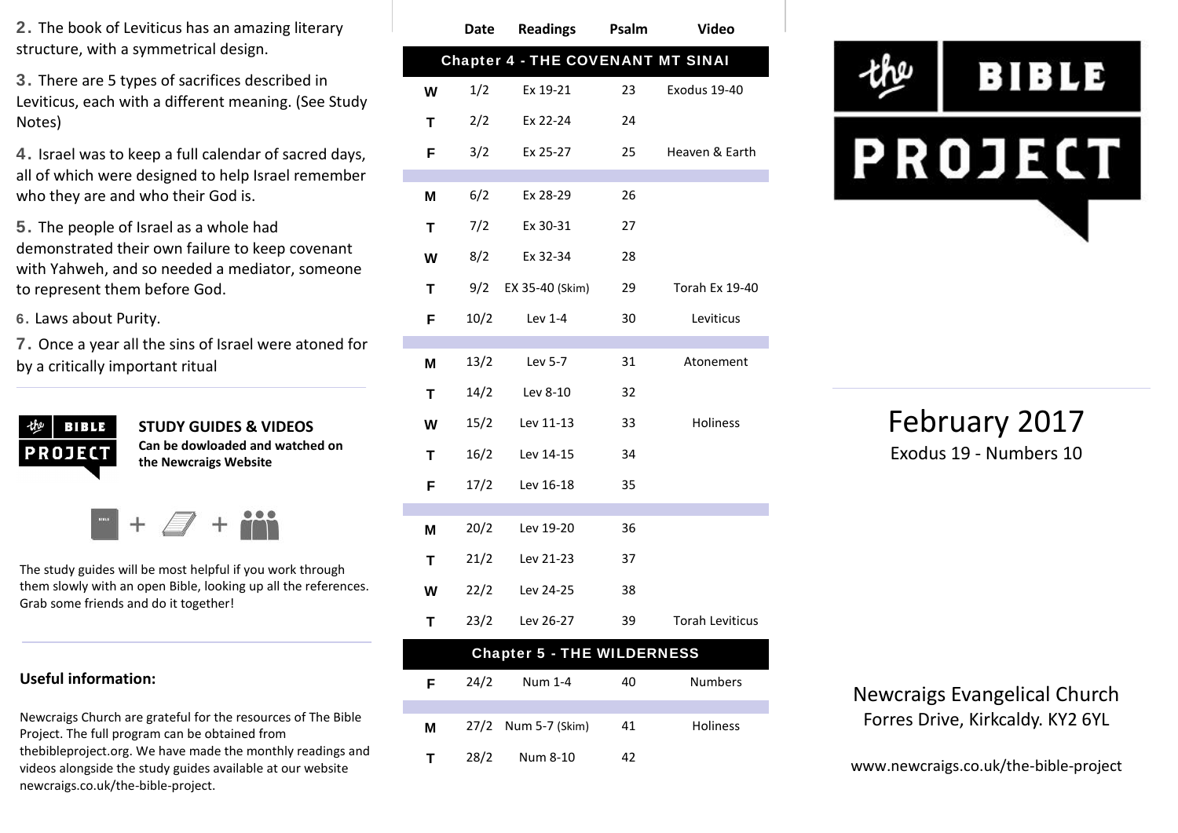2. The book of Leviticus has an amazing literary structure, with a symmetrical design.

3. There are 5 types of sacrifices described in Leviticus, each with a different meaning. (See Study Notes)

4. Israel was to keep a full calendar of sacred days, all of which were designed to help Israel remember who they are and who their God is.

5. The people of Israel as a whole had demonstrated their own failure to keep covenant with Yahweh, and so needed a mediator, someone to represent them before God.

6. Laws about Purity.

7. Once a year all the sins of Israel were atoned for by a critically important ritual

**STUDY GUIDES & VIDEOS**
**Can be dowloaded and watched on the Newcraigs Website**

The study guides will be most helpful if you work through them slowly with an open Bible, looking up all the references. Grab some friends and do it together!

**Useful information:**

Newcraigs Church are grateful for the resources of The Bible Project. The full program can be obtained from thebibleproject.org. We have made the monthly readings and videos alongside the study guides available at our website newcraigs.co.uk/the-bible-project.

| | Date | Readings | Psalm | Video |
|---|---|---|---|---|
| **Chapter 4 - THE COVENANT MT SINAI** | | | | |
| W | 1/2 | Ex 19-21 | 23 | Exodus 19-40 |
| T | 2/2 | Ex 22-24 | 24 | |
| F | 3/2 | Ex 25-27 | 25 | Heaven & Earth |
| M | 6/2 | Ex 28-29 | 26 | |
| T | 7/2 | Ex 30-31 | 27 | |
| W | 8/2 | Ex 32-34 | 28 | |
| T | 9/2 | EX 35-40 (Skim) | 29 | Torah Ex 19-40 |
| F | 10/2 | Lev 1-4 | 30 | Leviticus |
| M | 13/2 | Lev 5-7 | 31 | Atonement |
| T | 14/2 | Lev 8-10 | 32 | |
| W | 15/2 | Lev 11-13 | 33 | Holiness |
| T | 16/2 | Lev 14-15 | 34 | |
| F | 17/2 | Lev 16-18 | 35 | |
| M | 20/2 | Lev 19-20 | 36 | |
| T | 21/2 | Lev 21-23 | 37 | |
| W | 22/2 | Lev 24-25 | 38 | |
| T | 23/2 | Lev 26-27 | 39 | Torah Leviticus |
| **Chapter 5 - THE WILDERNESS** | | | | |
| F | 24/2 | Num 1-4 | 40 | Numbers |
| M | 27/2 | Num 5-7 (Skim) | 41 | Holiness |
| T | 28/2 | Num 8-10 | 42 | |

# the BIBLE PROJECT

## February 2017

Exodus 19 - Numbers 10

Newcraigs Evangelical Church
Forres Drive, Kirkcaldy. KY2 6YL

www.newcraigs.co.uk/the-bible-project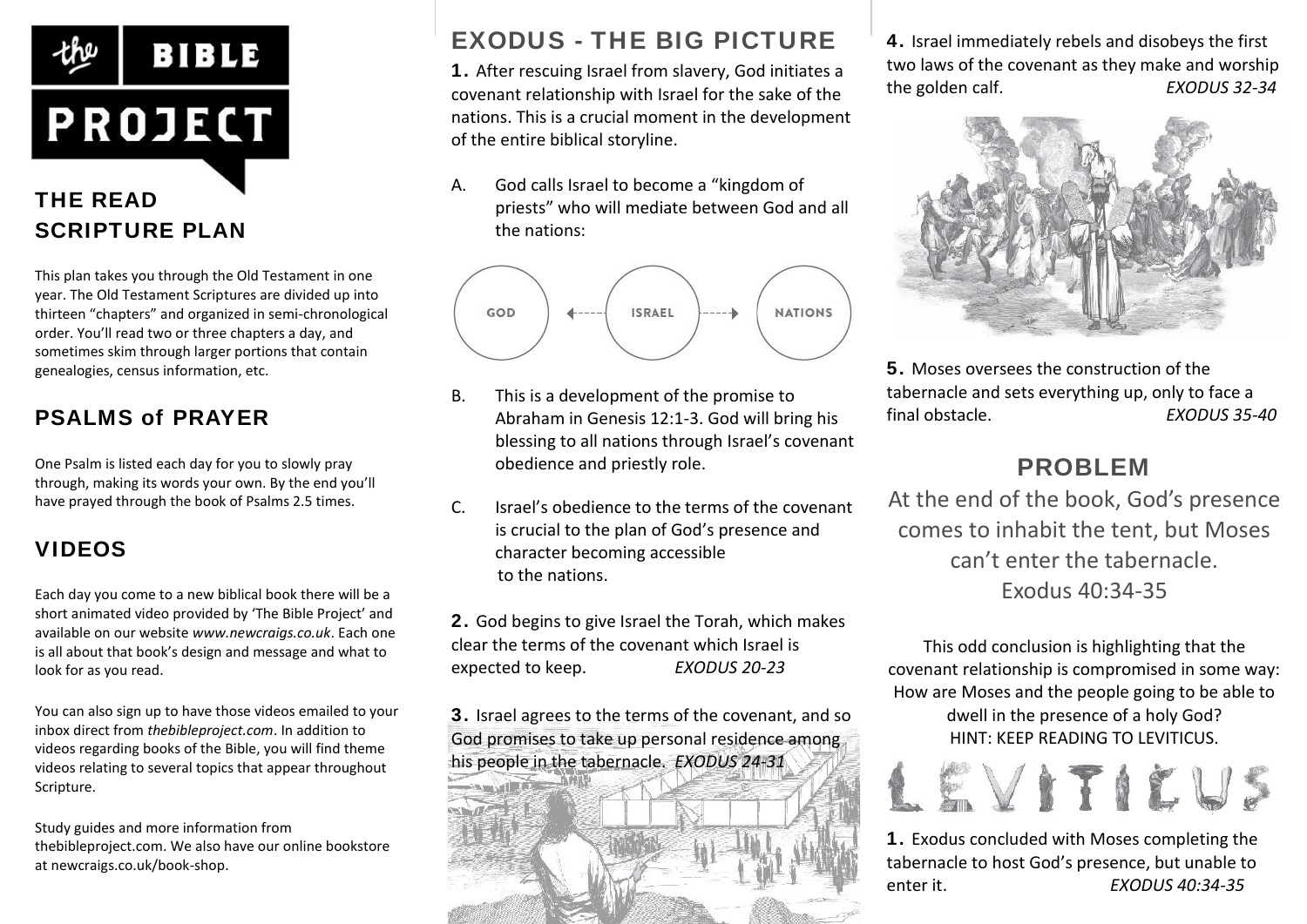# the BIBLE PROJECT

## THE READ SCRIPTURE PLAN

This plan takes you through the Old Testament in one year. The Old Testament Scriptures are divided up into thirteen "chapters" and organized in semi-chronological order. You'll read two or three chapters a day, and sometimes skim through larger portions that contain genealogies, census information, etc.

## PSALMS of PRAYER

One Psalm is listed each day for you to slowly pray through, making its words your own. By the end you'll have prayed through the book of Psalms 2.5 times.

## VIDEOS

Each day you come to a new biblical book there will be a short animated video provided by 'The Bible Project' and available on our website *www.newcraigs.co.uk*. Each one is all about that book's design and message and what to look for as you read.

You can also sign up to have those videos emailed to your inbox direct from *thebibleproject.com*. In addition to videos regarding books of the Bible, you will find theme videos relating to several topics that appear throughout Scripture.

Study guides and more information from thebibleproject.com. We also have our online bookstore at newcraigs.co.uk/book-shop.

## EXODUS - THE BIG PICTURE

**1.** After rescuing Israel from slavery, God initiates a covenant relationship with Israel for the sake of the nations. This is a crucial moment in the development of the entire biblical storyline.

A. God calls Israel to become a "kingdom of priests" who will mediate between God and all the nations:

GOD ← ISRAEL → NATIONS

B. This is a development of the promise to Abraham in Genesis 12:1-3. God will bring his blessing to all nations through Israel's covenant obedience and priestly role.

C. Israel's obedience to the terms of the covenant is crucial to the plan of God's presence and character becoming accessible to the nations.

**2.** God begins to give Israel the Torah, which makes clear the terms of the covenant which Israel is expected to keep. *EXODUS 20-23*

**3.** Israel agrees to the terms of the covenant, and so God promises to take up personal residence among his people in the tabernacle. *EXODUS 24-31*

**4.** Israel immediately rebels and disobeys the first two laws of the covenant as they make and worship the golden calf. *EXODUS 32-34*

**5.** Moses oversees the construction of the tabernacle and sets everything up, only to face a final obstacle. *EXODUS 35-40*

## PROBLEM

At the end of the book, God's presence comes to inhabit the tent, but Moses can't enter the tabernacle.
Exodus 40:34-35

This odd conclusion is highlighting that the covenant relationship is compromised in some way: How are Moses and the people going to be able to dwell in the presence of a holy God?
HINT: KEEP READING TO LEVITICUS.

## LEVITICUS

**1.** Exodus concluded with Moses completing the tabernacle to host God's presence, but unable to enter it. *EXODUS 40:34-35*